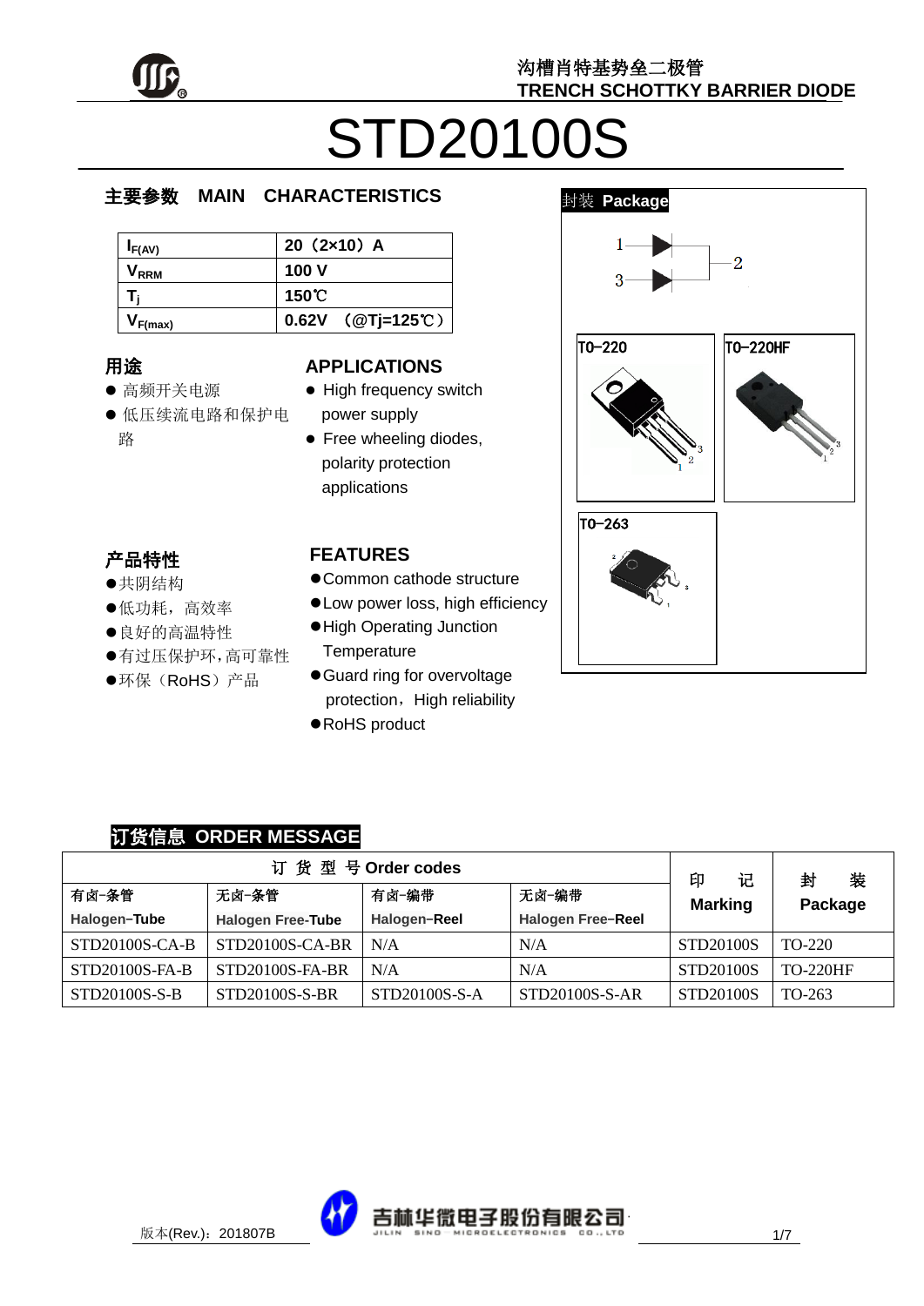沟槽肖特基势垒二极管
TRENCH SCHOTTKY BARRIER DIODE

# STD20100S

## 主要参数 MAIN CHARACTERISTICS

| | |
|---|---|
| $I_{F(AV)}$ | 20（2×10）A |
| $V_{RRM}$ | 100 V |
| $T_j$ | 150℃ |
| $V_{F(max)}$ | 0.62V （@Tj=125℃） |

## 用途

- 高频开关电源
- 低压续流电路和保护电路

## APPLICATIONS

- High frequency switch power supply
- Free wheeling diodes, polarity protection applications

## 产品特性

- 共阴结构
- 低功耗，高效率
- 良好的高温特性
- 有过压保护环,高可靠性
- 环保（RoHS）产品

## FEATURES

- Common cathode structure
- Low power loss, high efficiency
- High Operating Junction Temperature
- Guard ring for overvoltage protection，High reliability
- RoHS product

## 封装 Package

TO-220　TO-220HF　TO-263

## 订货信息 ORDER MESSAGE

| 订 货 型 号 Order codes | | | | 印 记 Marking | 封 装 Package |
|---|---|---|---|---|---|
| 有卤-条管 Halogen-Tube | 无卤-条管 Halogen Free-Tube | 有卤-编带 Halogen-Reel | 无卤-编带 Halogen Free-Reel | | |
| STD20100S-CA-B | STD20100S-CA-BR | N/A | N/A | STD20100S | TO-220 |
| STD20100S-FA-B | STD20100S-FA-BR | N/A | N/A | STD20100S | TO-220HF |
| STD20100S-S-B | STD20100S-S-BR | STD20100S-S-A | STD20100S-S-AR | STD20100S | TO-263 |

版本(Rev.)：201807B

吉林华微电子股份有限公司 JILIN SINO MICROELECTRONICS CO., LTD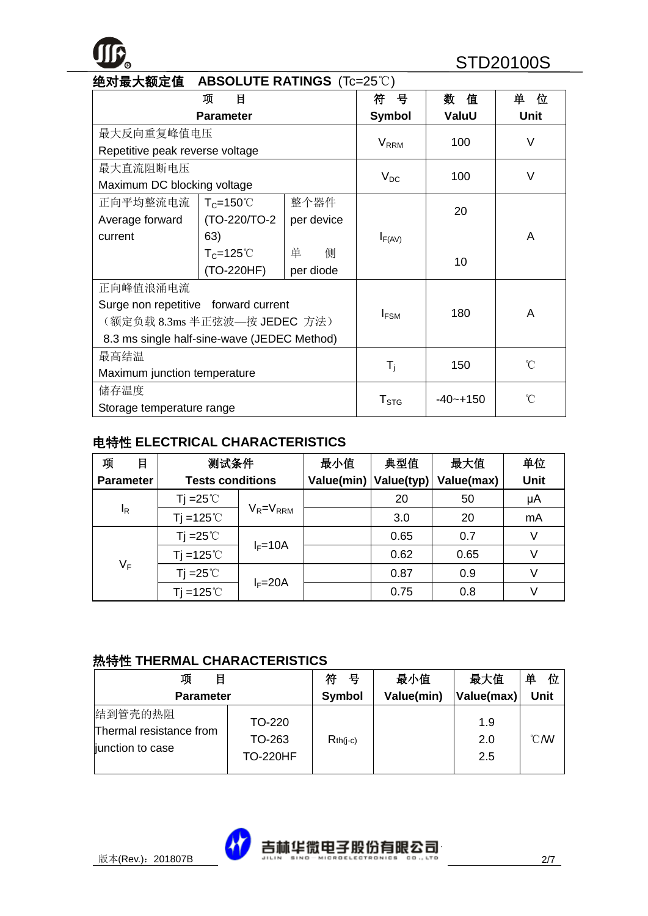## 绝对最大额定值 ABSOLUTE RATINGS (Tc=25℃)

| 项　　目<br>Parameter | | | 符　号<br>Symbol | 数　值<br>ValuU | 单　位<br>Unit |
|---|---|---|---|---|---|
| 最大反向重复峰值电压<br>Repetitive peak reverse voltage | | | $V_{RRM}$ | 100 | V |
| 最大直流阻断电压<br>Maximum DC blocking voltage | | | $V_{DC}$ | 100 | V |
| 正向平均整流电流<br>Average forward current | $T_C$=150℃<br>(TO-220/TO-263) | 整个器件<br>per device | $I_{F(AV)}$ | 20 | A |
| | $T_C$=125℃<br>(TO-220HF) | 单　　侧<br>per diode | | 10 | |
| 正向峰值浪涌电流<br>Surge non repetitive forward current<br>（额定负载 8.3ms 半正弦波—按 JEDEC 方法）<br>8.3 ms single half-sine-wave (JEDEC Method) | | | $I_{FSM}$ | 180 | A |
| 最高结温<br>Maximum junction temperature | | | $T_j$ | 150 | ℃ |
| 储存温度<br>Storage temperature range | | | $T_{STG}$ | -40~+150 | ℃ |

## 电特性 ELECTRICAL CHARACTERISTICS

| 项　　目<br>Parameter | 测试条件<br>Tests conditions | | 最小值<br>Value(min) | 典型值<br>Value(typ) | 最大值<br>Value(max) | 单位<br>Unit |
|---|---|---|---|---|---|---|
| $I_R$ | Tj =25℃ | $V_R$=$V_{RRM}$ | | 20 | 50 | μA |
| | Tj =125℃ | | | 3.0 | 20 | mA |
| $V_F$ | Tj =25℃ | $I_F$=10A | | 0.65 | 0.7 | V |
| | Tj =125℃ | | | 0.62 | 0.65 | V |
| | Tj =25℃ | $I_F$=20A | | 0.87 | 0.9 | V |
| | Tj =125℃ | | | 0.75 | 0.8 | V |

## 热特性 THERMAL CHARACTERISTICS

| 项　　目<br>Parameter | | 符　号<br>Symbol | 最小值<br>Value(min) | 最大值<br>Value(max) | 单　位<br>Unit |
|---|---|---|---|---|---|
| 结到管壳的热阻<br>Thermal resistance from junction to case | TO-220<br>TO-263<br>TO-220HF | $R_{th(j-c)}$ | | 1.9<br>2.0<br>2.5 | ℃/W |

版本(Rev.)：201807B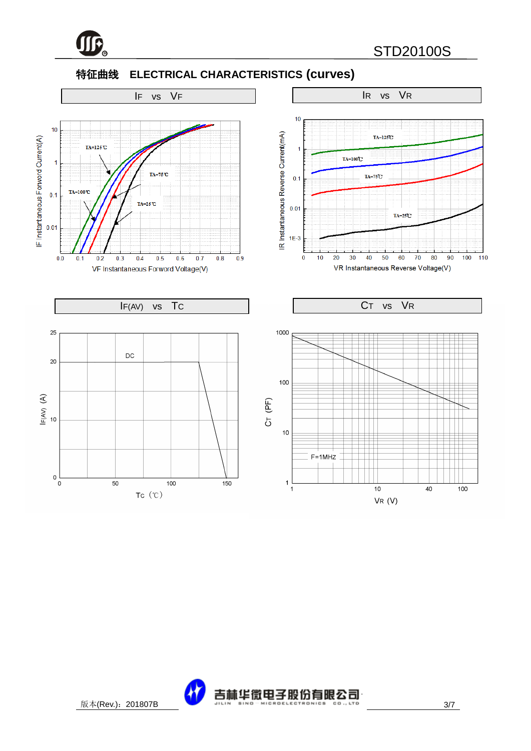## 特征曲线 ELECTRICAL CHARACTERISTICS (curves)

### IF vs VF

TA=125℃

TA=100℃

TA=75℃

TA=25℃

IF Instantaneous Forword Current(A)

VF Instantaneous Forword Voltage(V)

### IR vs VR

TA=125℃

TA=100℃

TA=75℃

TA=25℃

IR Instantaneous Reverse Current(mA)

VR Instantaneous Reverse Voltage(V)

### IF(AV) vs TC

DC

IF(AV) (A)

Tc (℃)

### CT vs VR

F=1MHZ

CT (PF)

VR (V)

版本(Rev.)：201807B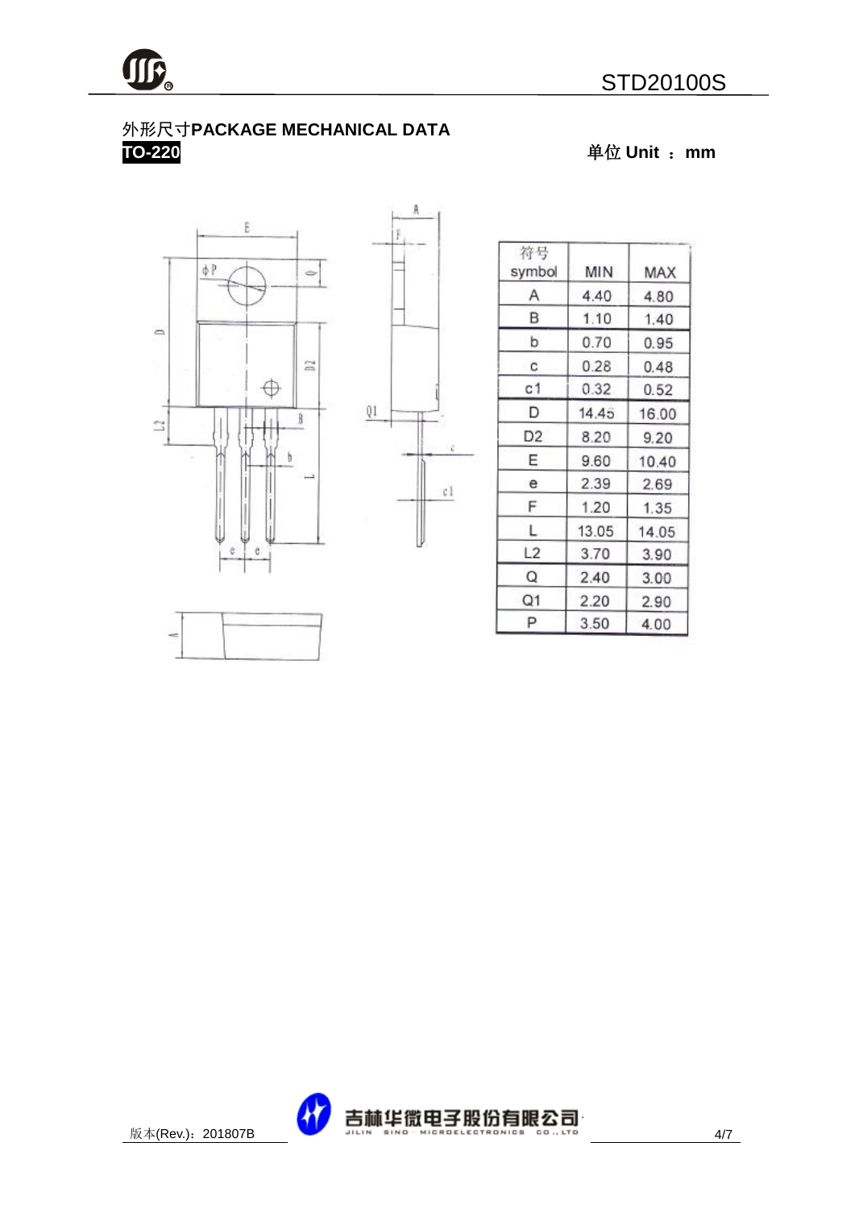## 外形尺寸PACKAGE MECHANICAL DATA

**TO-220**

单位 Unit ： mm

| 符号 symbol | MIN | MAX |
|---|---|---|
| A | 4.40 | 4.80 |
| B | 1.10 | 1.40 |
| b | 0.70 | 0.95 |
| c | 0.28 | 0.48 |
| c1 | 0.32 | 0.52 |
| D | 14.45 | 16.00 |
| D2 | 8.20 | 9.20 |
| E | 9.60 | 10.40 |
| e | 2.39 | 2.69 |
| F | 1.20 | 1.35 |
| L | 13.05 | 14.05 |
| L2 | 3.70 | 3.90 |
| Q | 2.40 | 3.00 |
| Q1 | 2.20 | 2.90 |
| P | 3.50 | 4.00 |

版本(Rev.)：201807B

吉林华微电子股份有限公司 JILIN SINO MICROELECTRONICS CO., LTD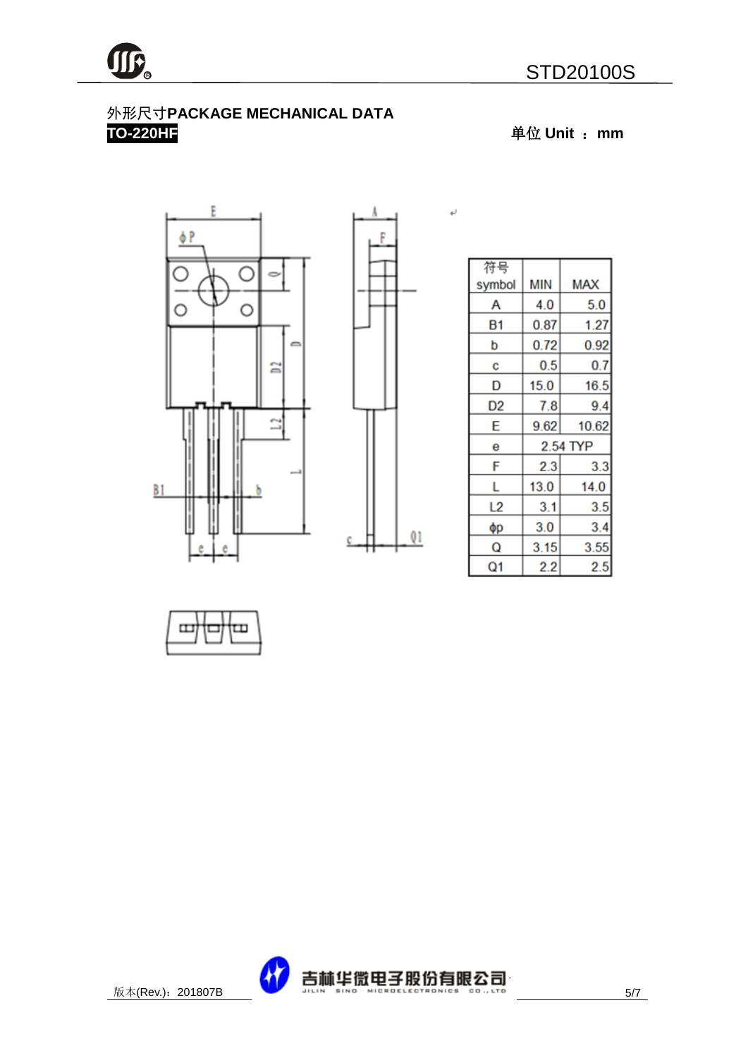## 外形尺寸PACKAGE MECHANICAL DATA

**TO-220HF**

单位 Unit ： mm

| 符号 symbol | MIN | MAX |
|---|---|---|
| A | 4.0 | 5.0 |
| B1 | 0.87 | 1.27 |
| b | 0.72 | 0.92 |
| c | 0.5 | 0.7 |
| D | 15.0 | 16.5 |
| D2 | 7.8 | 9.4 |
| E | 9.62 | 10.62 |
| e | 2.54 TYP | |
| F | 2.3 | 3.3 |
| L | 13.0 | 14.0 |
| L2 | 3.1 | 3.5 |
| ϕp | 3.0 | 3.4 |
| Q | 3.15 | 3.55 |
| Q1 | 2.2 | 2.5 |

版本(Rev.)：201807B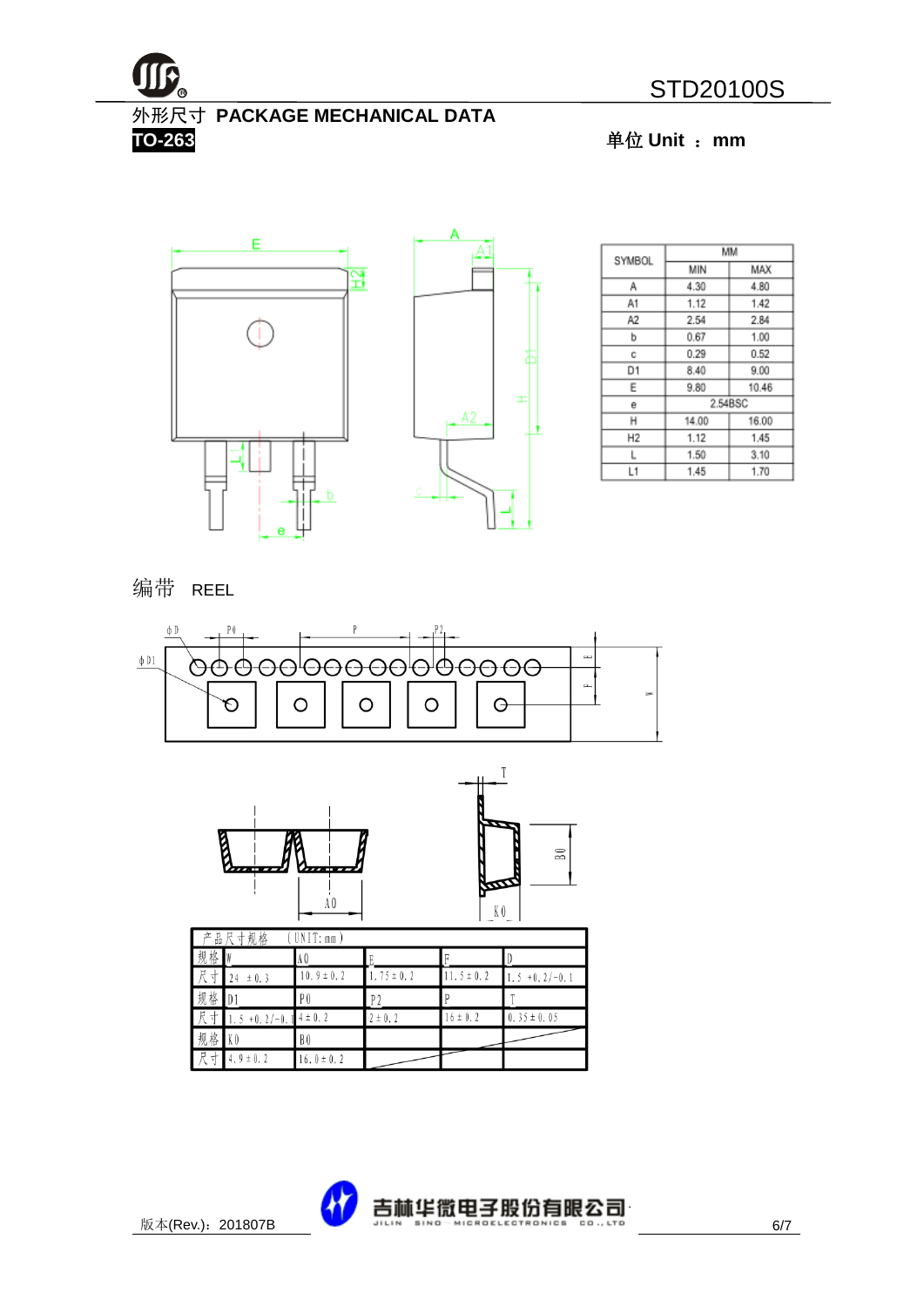# 外形尺寸 PACKAGE MECHANICAL DATA

**TO-263** 单位 Unit ： mm

| SYMBOL | MM | |
|---|---|---|
| | MIN | MAX |
| A | 4.30 | 4.80 |
| A1 | 1.12 | 1.42 |
| A2 | 2.54 | 2.84 |
| b | 0.67 | 1.00 |
| c | 0.29 | 0.52 |
| D1 | 8.40 | 9.00 |
| E | 9.80 | 10.46 |
| e | 2.54BSC | |
| H | 14.00 | 16.00 |
| H2 | 1.12 | 1.45 |
| L | 1.50 | 3.10 |
| L1 | 1.45 | 1.70 |

## 编带 REEL

产品尺寸规格 (UNIT: mm)

| 规格 | W | A0 | E | F | D |
|---|---|---|---|---|---|
| 尺寸 | 24 ±0.3 | 10.9±0.2 | 1.75±0.2 | 11.5±0.2 | 1.5 +0.2/-0.1 |
| 规格 | D1 | P0 | P2 | P | T |
| 尺寸 | 1.5 +0.2/-0.1 | 4±0.2 | 2±0.2 | 16±0.2 | 0.35±0.05 |
| 规格 | K0 | B0 | | | |
| 尺寸 | 4.9±0.2 | 16.0±0.2 | | | |

版本(Rev.)：201807B

吉林华微电子股份有限公司 JILIN SINO-MICROELECTRONICS CO., LTD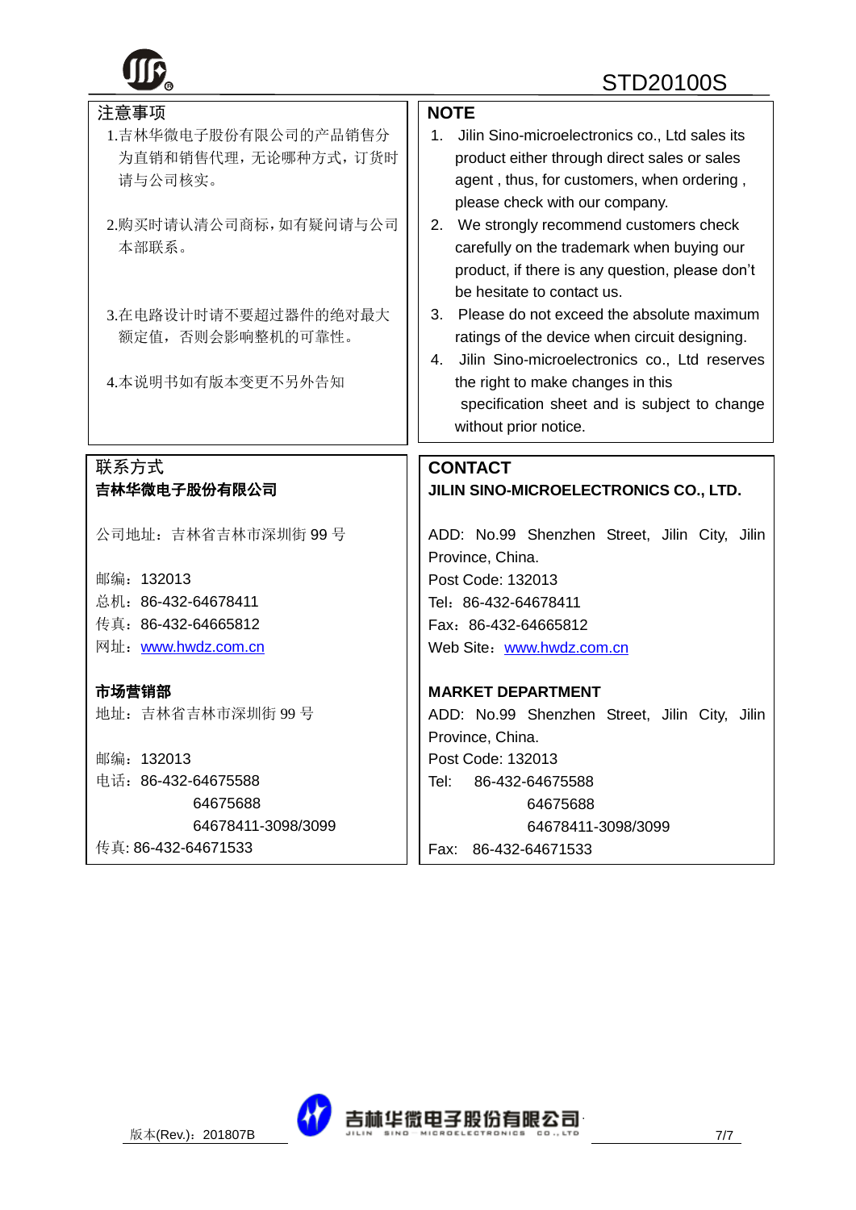## 注意事项

1.吉林华微电子股份有限公司的产品销售分为直销和销售代理，无论哪种方式，订货时请与公司核实。

2.购买时请认清公司商标，如有疑问请与公司本部联系。

3.在电路设计时请不要超过器件的绝对最大额定值，否则会影响整机的可靠性。

4.本说明书如有版本变更不另外告知

## NOTE

1. Jilin Sino-microelectronics co., Ltd sales its product either through direct sales or sales agent , thus, for customers, when ordering , please check with our company.
2. We strongly recommend customers check carefully on the trademark when buying our product, if there is any question, please don't be hesitate to contact us.
3. Please do not exceed the absolute maximum ratings of the device when circuit designing.
4. Jilin Sino-microelectronics co., Ltd reserves the right to make changes in this specification sheet and is subject to change without prior notice.

## 联系方式

**吉林华微电子股份有限公司**

公司地址：吉林省吉林市深圳街 99 号

邮编：132013
总机：86-432-64678411
传真：86-432-64665812
网址：www.hwdz.com.cn

**市场营销部**

地址：吉林省吉林市深圳街 99 号

邮编：132013
电话：86-432-64675588
64675688
64678411-3098/3099
传真: 86-432-64671533

## CONTACT

**JILIN SINO-MICROELECTRONICS CO., LTD.**

ADD: No.99 Shenzhen Street, Jilin City, Jilin Province, China.
Post Code: 132013
Tel：86-432-64678411
Fax：86-432-64665812
Web Site：www.hwdz.com.cn

**MARKET DEPARTMENT**

ADD: No.99 Shenzhen Street, Jilin City, Jilin Province, China.
Post Code: 132013
Tel: 86-432-64675588
64675688
64678411-3098/3099
Fax: 86-432-64671533

版本(Rev.)：201807B